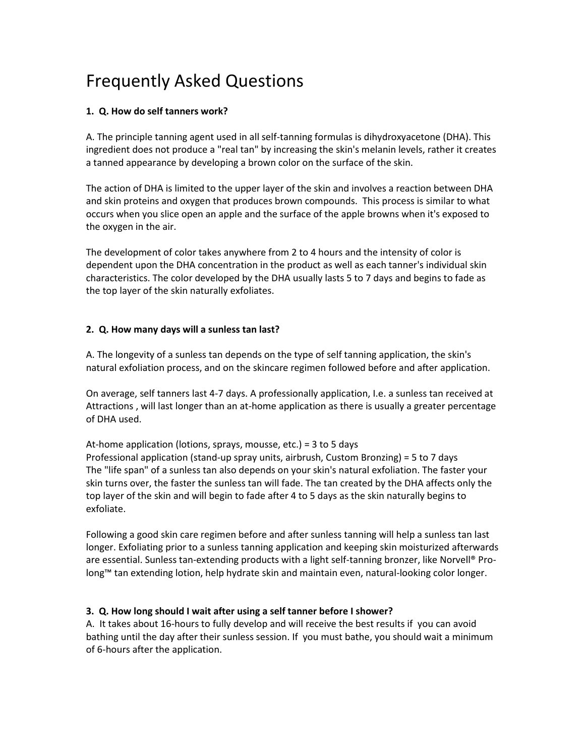# Frequently Asked Questions

**1. Q. How do self tanners work?**

A. The principle tanning agent used in all self-tanning formulas is dihydroxyacetone (DHA). This ingredient does not produce a "real tan" by increasing the skin's melanin levels, rather it creates a tanned appearance by developing a brown color on the surface of the skin.

The action of DHA is limited to the upper layer of the skin and involves a reaction between DHA and skin proteins and oxygen that produces brown compounds. This process is similar to what occurs when you slice open an apple and the surface of the apple browns when it's exposed to the oxygen in the air.

The development of color takes anywhere from 2 to 4 hours and the intensity of color is dependent upon the DHA concentration in the product as well as each tanner's individual skin characteristics. The color developed by the DHA usually lasts 5 to 7 days and begins to fade as the top layer of the skin naturally exfoliates.

**2. Q. How many days will a sunless tan last?**

A. The longevity of a sunless tan depends on the type of self tanning application, the skin's natural exfoliation process, and on the skincare regimen followed before and after application.

On average, self tanners last 4-7 days. A professionally application, I.e. a sunless tan received at Attractions , will last longer than an at-home application as there is usually a greater percentage of DHA used.

At-home application (lotions, sprays, mousse, etc.) = 3 to 5 days
Professional application (stand-up spray units, airbrush, Custom Bronzing) = 5 to 7 days
The "life span" of a sunless tan also depends on your skin's natural exfoliation. The faster your skin turns over, the faster the sunless tan will fade. The tan created by the DHA affects only the top layer of the skin and will begin to fade after 4 to 5 days as the skin naturally begins to exfoliate.

Following a good skin care regimen before and after sunless tanning will help a sunless tan last longer. Exfoliating prior to a sunless tanning application and keeping skin moisturized afterwards are essential. Sunless tan-extending products with a light self-tanning bronzer, like Norvell® Pro-long™ tan extending lotion, help hydrate skin and maintain even, natural-looking color longer.

**3. Q. How long should I wait after using a self tanner before I shower?**

A. It takes about 16-hours to fully develop and will receive the best results if you can avoid bathing until the day after their sunless session. If you must bathe, you should wait a minimum of 6-hours after the application.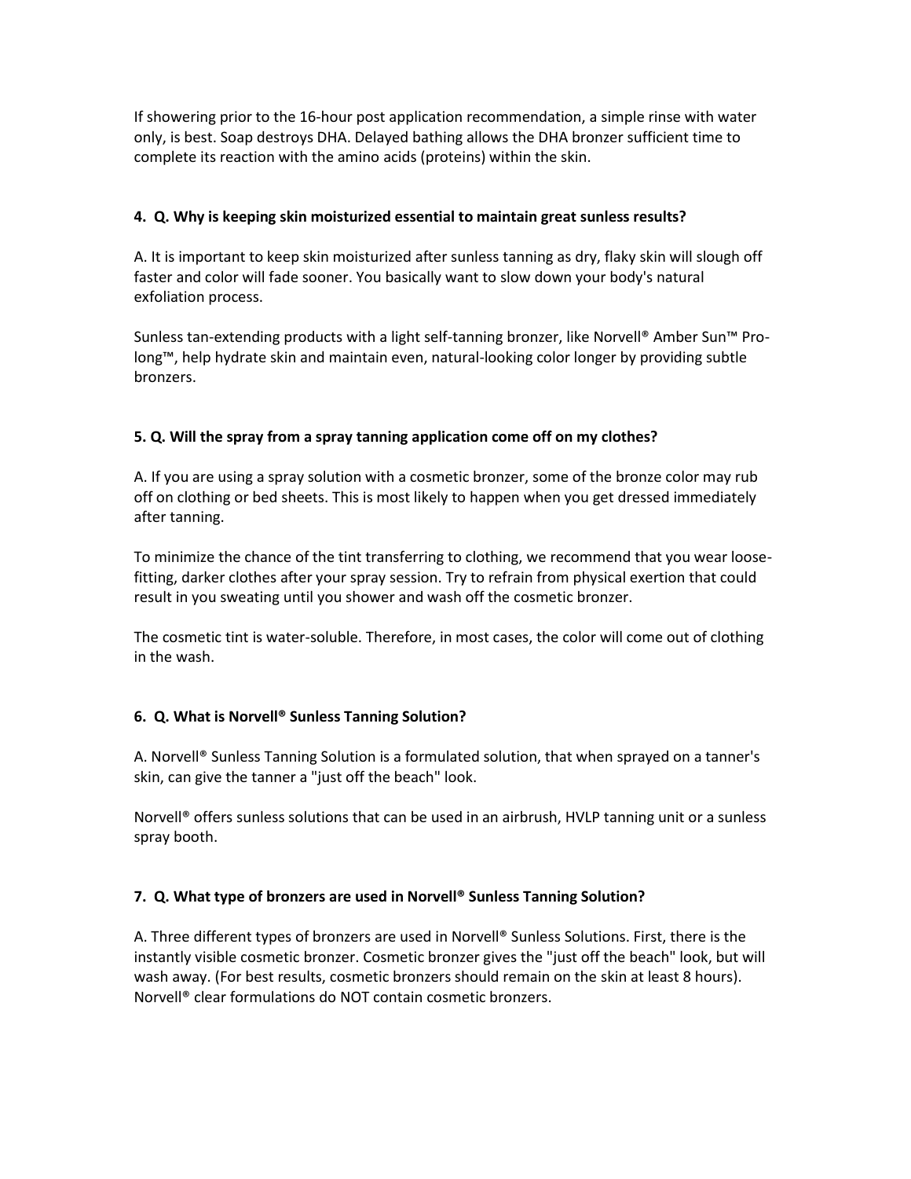If showering prior to the 16-hour post application recommendation, a simple rinse with water only, is best. Soap destroys DHA. Delayed bathing allows the DHA bronzer sufficient time to complete its reaction with the amino acids (proteins) within the skin.

**4. Q. Why is keeping skin moisturized essential to maintain great sunless results?**

A. It is important to keep skin moisturized after sunless tanning as dry, flaky skin will slough off faster and color will fade sooner. You basically want to slow down your body's natural exfoliation process.

Sunless tan-extending products with a light self-tanning bronzer, like Norvell® Amber Sun™ Pro-long™, help hydrate skin and maintain even, natural-looking color longer by providing subtle bronzers.

**5. Q. Will the spray from a spray tanning application come off on my clothes?**

A. If you are using a spray solution with a cosmetic bronzer, some of the bronze color may rub off on clothing or bed sheets. This is most likely to happen when you get dressed immediately after tanning.

To minimize the chance of the tint transferring to clothing, we recommend that you wear loose-fitting, darker clothes after your spray session. Try to refrain from physical exertion that could result in you sweating until you shower and wash off the cosmetic bronzer.

The cosmetic tint is water-soluble. Therefore, in most cases, the color will come out of clothing in the wash.

**6. Q. What is Norvell® Sunless Tanning Solution?**

A. Norvell® Sunless Tanning Solution is a formulated solution, that when sprayed on a tanner's skin, can give the tanner a "just off the beach" look.

Norvell® offers sunless solutions that can be used in an airbrush, HVLP tanning unit or a sunless spray booth.

**7. Q. What type of bronzers are used in Norvell® Sunless Tanning Solution?**

A. Three different types of bronzers are used in Norvell® Sunless Solutions. First, there is the instantly visible cosmetic bronzer. Cosmetic bronzer gives the "just off the beach" look, but will wash away. (For best results, cosmetic bronzers should remain on the skin at least 8 hours). Norvell® clear formulations do NOT contain cosmetic bronzers.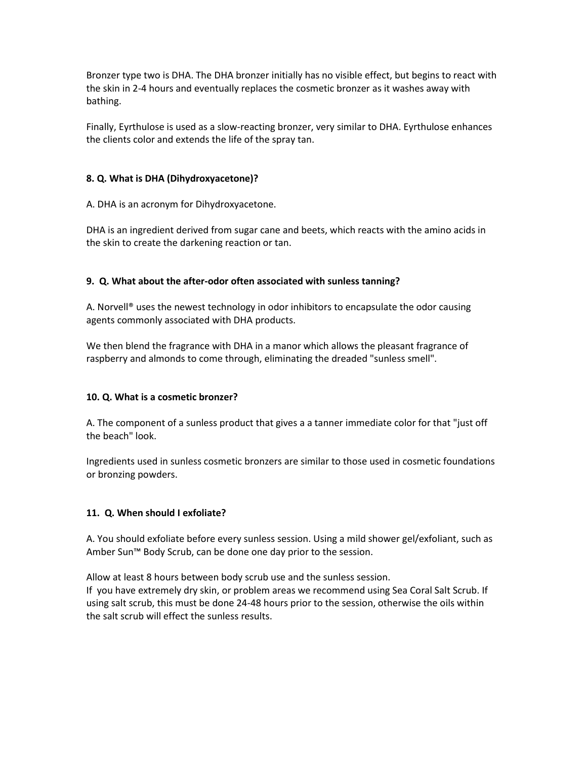Bronzer type two is DHA. The DHA bronzer initially has no visible effect, but begins to react with the skin in 2-4 hours and eventually replaces the cosmetic bronzer as it washes away with bathing.

Finally, Eyrthulose is used as a slow-reacting bronzer, very similar to DHA. Eyrthulose enhances the clients color and extends the life of the spray tan.

**8. Q. What is DHA (Dihydroxyacetone)?**

A. DHA is an acronym for Dihydroxyacetone.

DHA is an ingredient derived from sugar cane and beets, which reacts with the amino acids in the skin to create the darkening reaction or tan.

**9. Q. What about the after-odor often associated with sunless tanning?**

A. Norvell® uses the newest technology in odor inhibitors to encapsulate the odor causing agents commonly associated with DHA products.

We then blend the fragrance with DHA in a manor which allows the pleasant fragrance of raspberry and almonds to come through, eliminating the dreaded "sunless smell".

**10. Q. What is a cosmetic bronzer?**

A. The component of a sunless product that gives a a tanner immediate color for that "just off the beach" look.

Ingredients used in sunless cosmetic bronzers are similar to those used in cosmetic foundations or bronzing powders.

**11. Q. When should I exfoliate?**

A. You should exfoliate before every sunless session. Using a mild shower gel/exfoliant, such as Amber Sun™ Body Scrub, can be done one day prior to the session.

Allow at least 8 hours between body scrub use and the sunless session.
If you have extremely dry skin, or problem areas we recommend using Sea Coral Salt Scrub. If using salt scrub, this must be done 24-48 hours prior to the session, otherwise the oils within the salt scrub will effect the sunless results.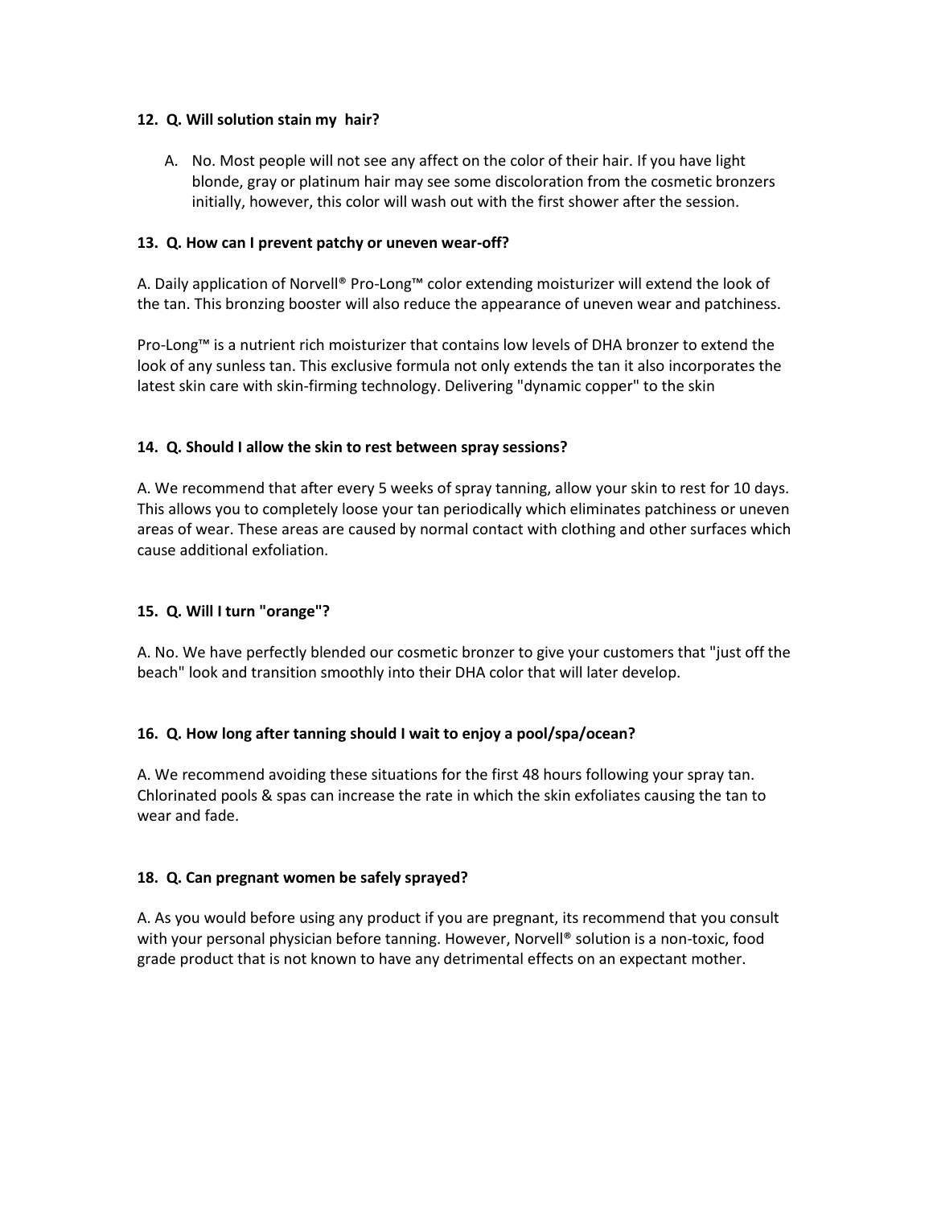**12. Q. Will solution stain my hair?**

A. No. Most people will not see any affect on the color of their hair. If you have light blonde, gray or platinum hair may see some discoloration from the cosmetic bronzers initially, however, this color will wash out with the first shower after the session.

**13. Q. How can I prevent patchy or uneven wear-off?**

A. Daily application of Norvell® Pro-Long™ color extending moisturizer will extend the look of the tan. This bronzing booster will also reduce the appearance of uneven wear and patchiness.

Pro-Long™ is a nutrient rich moisturizer that contains low levels of DHA bronzer to extend the look of any sunless tan. This exclusive formula not only extends the tan it also incorporates the latest skin care with skin-firming technology. Delivering "dynamic copper" to the skin

**14. Q. Should I allow the skin to rest between spray sessions?**

A. We recommend that after every 5 weeks of spray tanning, allow your skin to rest for 10 days. This allows you to completely loose your tan periodically which eliminates patchiness or uneven areas of wear. These areas are caused by normal contact with clothing and other surfaces which cause additional exfoliation.

**15. Q. Will I turn "orange"?**

A. No. We have perfectly blended our cosmetic bronzer to give your customers that "just off the beach" look and transition smoothly into their DHA color that will later develop.

**16. Q. How long after tanning should I wait to enjoy a pool/spa/ocean?**

A. We recommend avoiding these situations for the first 48 hours following your spray tan. Chlorinated pools & spas can increase the rate in which the skin exfoliates causing the tan to wear and fade.

**18. Q. Can pregnant women be safely sprayed?**

A. As you would before using any product if you are pregnant, its recommend that you consult with your personal physician before tanning. However, Norvell® solution is a non-toxic, food grade product that is not known to have any detrimental effects on an expectant mother.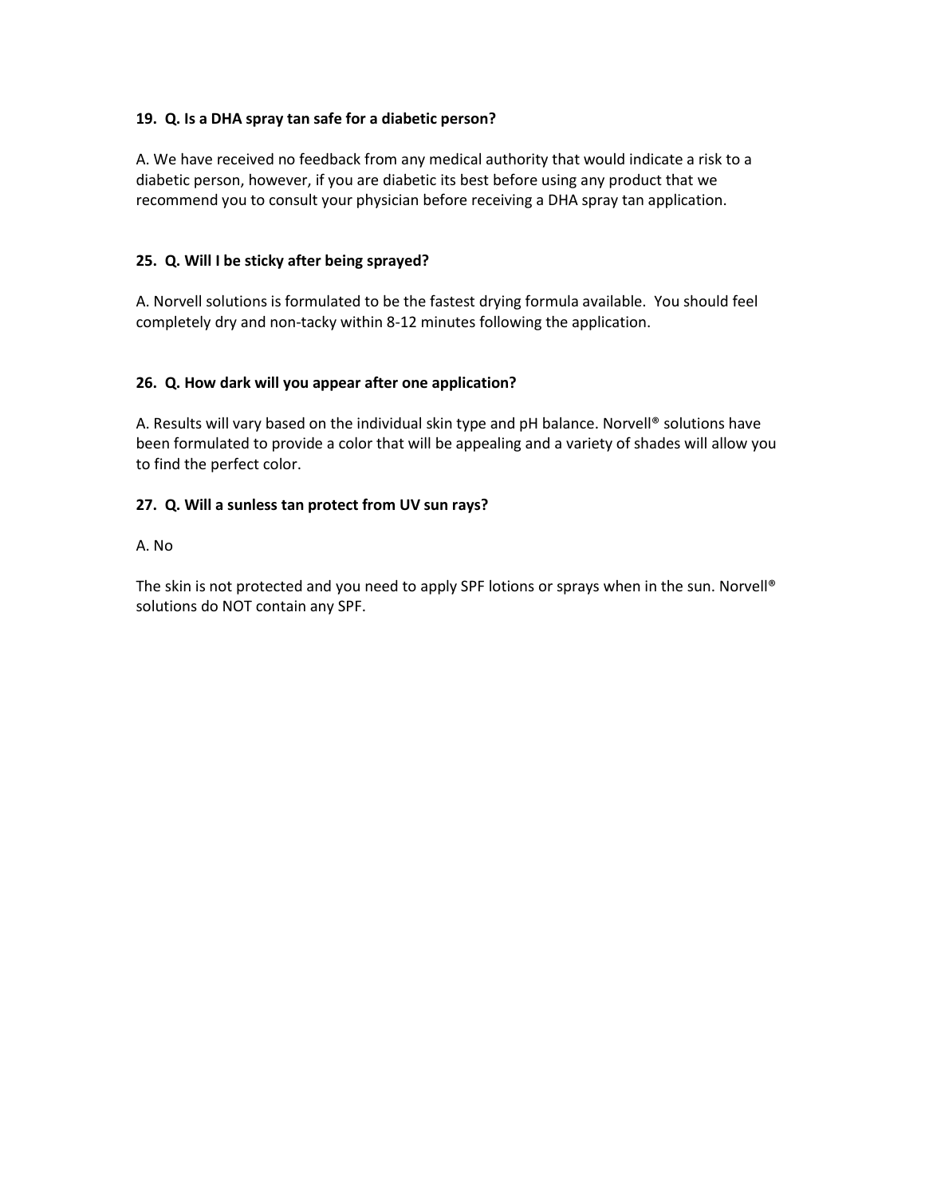**19. Q. Is a DHA spray tan safe for a diabetic person?**

A. We have received no feedback from any medical authority that would indicate a risk to a diabetic person, however, if you are diabetic its best before using any product that we recommend you to consult your physician before receiving a DHA spray tan application.

**25. Q. Will I be sticky after being sprayed?**

A. Norvell solutions is formulated to be the fastest drying formula available. You should feel completely dry and non-tacky within 8-12 minutes following the application.

**26. Q. How dark will you appear after one application?**

A. Results will vary based on the individual skin type and pH balance. Norvell® solutions have been formulated to provide a color that will be appealing and a variety of shades will allow you to find the perfect color.

**27. Q. Will a sunless tan protect from UV sun rays?**

A. No

The skin is not protected and you need to apply SPF lotions or sprays when in the sun. Norvell® solutions do NOT contain any SPF.